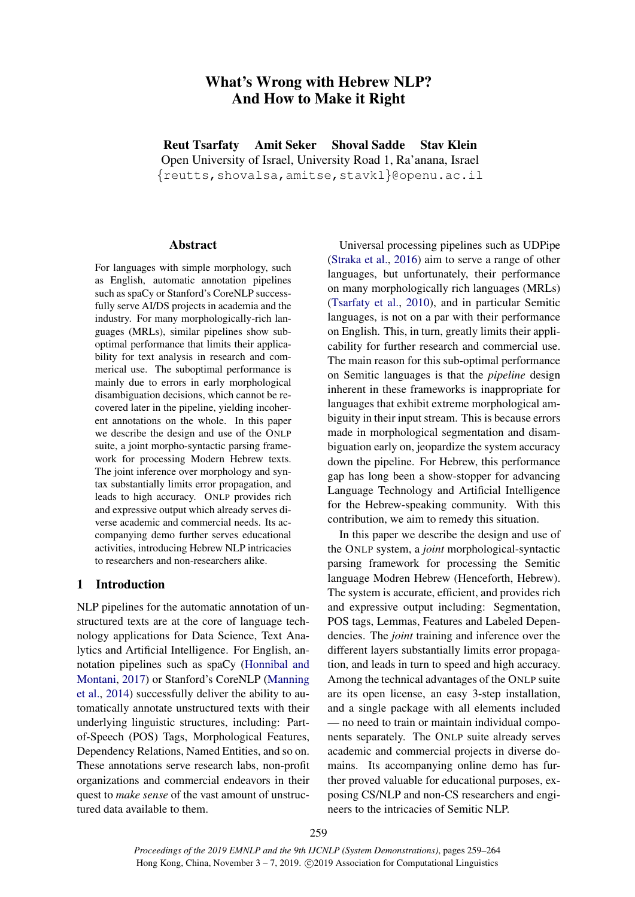# What's Wrong with Hebrew NLP? And How to Make it Right

**Reut Tsarfaty Amit Seker Shoval Sadde Stav Klein**

Open University of Israel, University Road 1, Ra'anana, Israel

{reutts,shovalsa,amitse,stavkl}@openu.ac.il

## Abstract

For languages with simple morphology, such as English, automatic annotation pipelines such as spaCy or Stanford's CoreNLP successfully serve AI/DS projects in academia and the industry. For many morphologically-rich languages (MRLs), similar pipelines show sub-optimal performance that limits their applicability for text analysis in research and commerical use. The suboptimal performance is mainly due to errors in early morphological disambiguation decisions, which cannot be recovered later in the pipeline, yielding incoherent annotations on the whole. In this paper we describe the design and use of the ONLP suite, a joint morpho-syntactic parsing framework for processing Modern Hebrew texts. The joint inference over morphology and syntax substantially limits error propagation, and leads to high accuracy. ONLP provides rich and expressive output which already serves diverse academic and commercial needs. Its accompanying demo further serves educational activities, introducing Hebrew NLP intricacies to researchers and non-researchers alike.

## 1 Introduction

NLP pipelines for the automatic annotation of unstructured texts are at the core of language technology applications for Data Science, Text Analytics and Artificial Intelligence. For English, annotation pipelines such as spaCy (Honnibal and Montani, 2017) or Stanford's CoreNLP (Manning et al., 2014) successfully deliver the ability to automatically annotate unstructured texts with their underlying linguistic structures, including: Part-of-Speech (POS) Tags, Morphological Features, Dependency Relations, Named Entities, and so on. These annotations serve research labs, non-profit organizations and commercial endeavors in their quest to *make sense* of the vast amount of unstructured data available to them.

Universal processing pipelines such as UDPipe (Straka et al., 2016) aim to serve a range of other languages, but unfortunately, their performance on many morphologically rich languages (MRLs) (Tsarfaty et al., 2010), and in particular Semitic languages, is not on a par with their performance on English. This, in turn, greatly limits their applicability for further research and commercial use. The main reason for this sub-optimal performance on Semitic languages is that the *pipeline* design inherent in these frameworks is inappropriate for languages that exhibit extreme morphological ambiguity in their input stream. This is because errors made in morphological segmentation and disambiguation early on, jeopardize the system accuracy down the pipeline. For Hebrew, this performance gap has long been a show-stopper for advancing Language Technology and Artificial Intelligence for the Hebrew-speaking community. With this contribution, we aim to remedy this situation.

In this paper we describe the design and use of the ONLP system, a *joint* morphological-syntactic parsing framework for processing the Semitic language Modren Hebrew (Henceforth, Hebrew). The system is accurate, efficient, and provides rich and expressive output including: Segmentation, POS tags, Lemmas, Features and Labeled Dependencies. The *joint* training and inference over the different layers substantially limits error propagation, and leads in turn to speed and high accuracy. Among the technical advantages of the ONLP suite are its open license, an easy 3-step installation, and a single package with all elements included — no need to train or maintain individual components separately. The ONLP suite already serves academic and commercial projects in diverse domains. Its accompanying online demo has further proved valuable for educational purposes, exposing CS/NLP and non-CS researchers and engineers to the intricacies of Semitic NLP.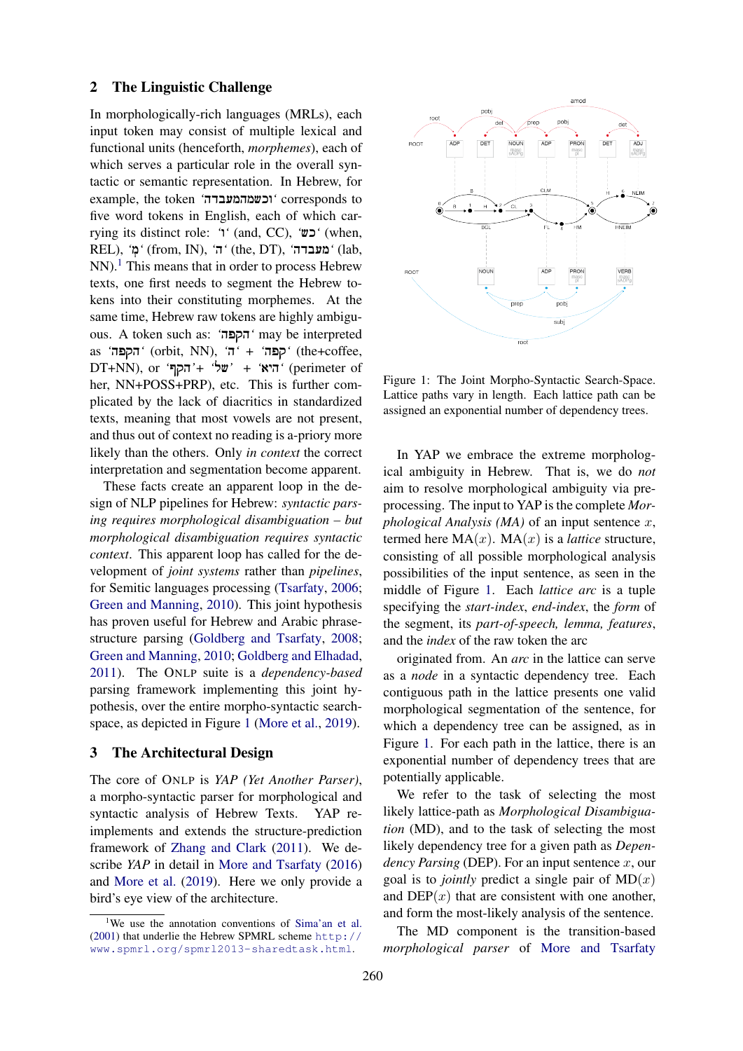## 2 The Linguistic Challenge

In morphologically-rich languages (MRLs), each input token may consist of multiple lexical and functional units (henceforth, *morphemes*), each of which serves a particular role in the overall syntactic or semantic representation. In Hebrew, for example, the token 'וכשמהמעבדה' corresponds to five word tokens in English, each of which carrying its distinct role: 'ו' (and, CC), 'כש' (when, REL), 'מְ' (from, IN), 'ה' (the, DT), 'מעבדה' (lab, NN).[1] This means that in order to process Hebrew texts, one first needs to segment the Hebrew tokens into their constituting morphemes. At the same time, Hebrew raw tokens are highly ambiguous. A token such as: 'הקפה' may be interpreted as 'הקפה' (orbit, NN), 'ה' + 'קפה' (the+coffee, DT+NN), or 'הקף'+ 'של' + 'היא' (perimeter of her, NN+POSS+PRP), etc. This is further complicated by the lack of diacritics in standardized texts, meaning that most vowels are not present, and thus out of context no reading is a-priory more likely than the others. Only *in context* the correct interpretation and segmentation become apparent.

These facts create an apparent loop in the design of NLP pipelines for Hebrew: *syntactic parsing requires morphological disambiguation – but morphological disambiguation requires syntactic context*. This apparent loop has called for the development of *joint systems* rather than *pipelines*, for Semitic languages processing (Tsarfaty, 2006; Green and Manning, 2010). This joint hypothesis has proven useful for Hebrew and Arabic phrase-structure parsing (Goldberg and Tsarfaty, 2008; Green and Manning, 2010; Goldberg and Elhadad, 2011). The ONLP suite is a *dependency-based* parsing framework implementing this joint hypothesis, over the entire morpho-syntactic search-space, as depicted in Figure 1 (More et al., 2019).

## 3 The Architectural Design

The core of ONLP is *YAP (Yet Another Parser)*, a morpho-syntactic parser for morphological and syntactic analysis of Hebrew Texts. YAP re-implements and extends the structure-prediction framework of Zhang and Clark (2011). We describe *YAP* in detail in More and Tsarfaty (2016) and More et al. (2019). Here we only provide a bird's eye view of the architecture.

Figure 1: The Joint Morpho-Syntactic Search-Space. Lattice paths vary in length. Each lattice path can be assigned an exponential number of dependency trees.

In YAP we embrace the extreme morphological ambiguity in Hebrew. That is, we do *not* aim to resolve morphological ambiguity via pre-processing. The input to YAP is the complete *Morphological Analysis (MA)* of an input sentence $x$, termed here $\text{MA}(x)$. $\text{MA}(x)$ is a *lattice* structure, consisting of all possible morphological analysis possibilities of the input sentence, as seen in the middle of Figure 1. Each *lattice arc* is a tuple specifying the *start-index*, *end-index*, the *form* of the segment, its *part-of-speech, lemma, features*, and the *index* of the raw token the arc originated from. An *arc* in the lattice can serve as a *node* in a syntactic dependency tree. Each contiguous path in the lattice presents one valid morphological segmentation of the sentence, for which a dependency tree can be assigned, as in Figure 1. For each path in the lattice, there is an exponential number of dependency trees that are potentially applicable.

We refer to the task of selecting the most likely lattice-path as *Morphological Disambiguation* (MD), and to the task of selecting the most likely dependency tree for a given path as *Dependency Parsing* (DEP). For an input sentence $x$, our goal is to *jointly* predict a single pair of $\text{MD}(x)$ and $\text{DEP}(x)$ that are consistent with one another, and form the most-likely analysis of the sentence.

The MD component is the transition-based *morphological parser* of More and Tsarfaty

[1] We use the annotation conventions of Sima'an et al. (2001) that underlie the Hebrew SPMRL scheme http://www.spmrl.org/spmrl2013-sharedtask.html.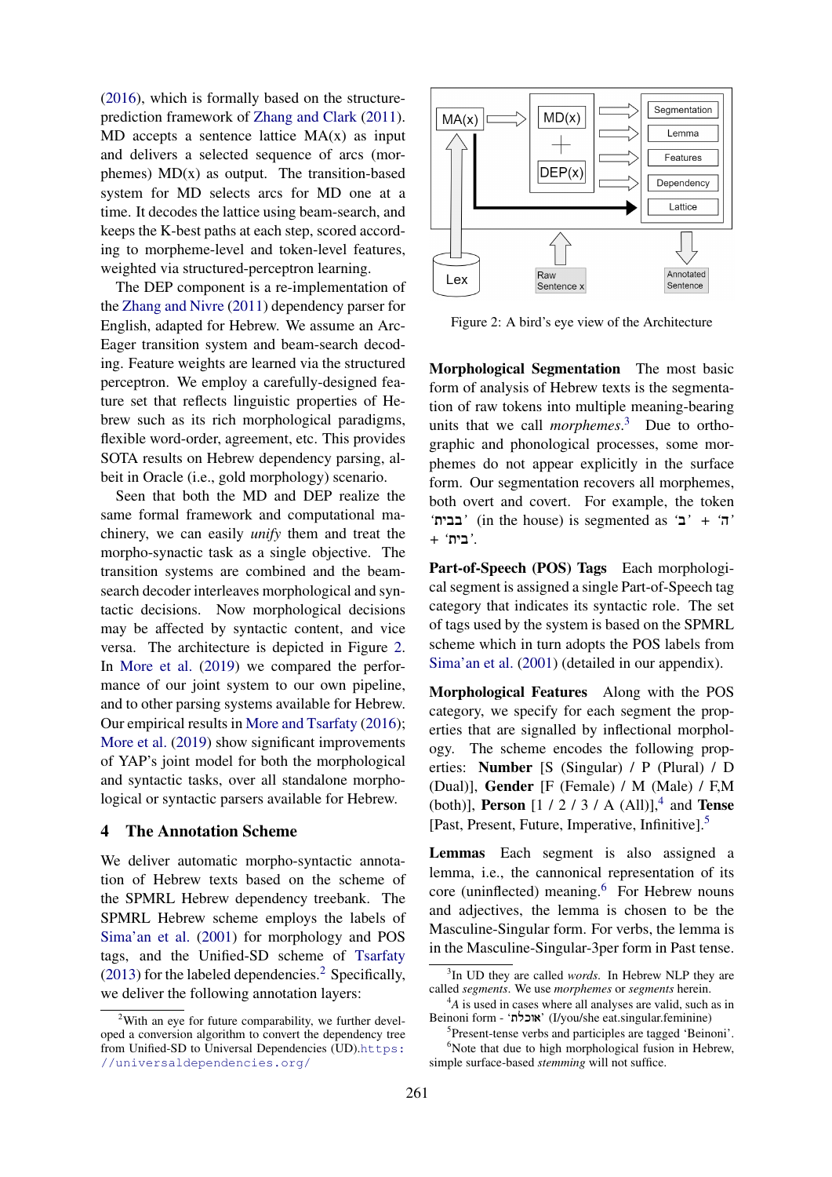(2016), which is formally based on the structure-prediction framework of Zhang and Clark (2011). MD accepts a sentence lattice MA(x) as input and delivers a selected sequence of arcs (morphemes) MD(x) as output. The transition-based system for MD selects arcs for MD one at a time. It decodes the lattice using beam-search, and keeps the K-best paths at each step, scored according to morpheme-level and token-level features, weighted via structured-perceptron learning.

The DEP component is a re-implementation of the Zhang and Nivre (2011) dependency parser for English, adapted for Hebrew. We assume an Arc-Eager transition system and beam-search decoding. Feature weights are learned via the structured perceptron. We employ a carefully-designed feature set that reflects linguistic properties of Hebrew such as its rich morphological paradigms, flexible word-order, agreement, etc. This provides SOTA results on Hebrew dependency parsing, albeit in Oracle (i.e., gold morphology) scenario.

Seen that both the MD and DEP realize the same formal framework and computational machinery, we can easily *unify* them and treat the morpho-synactic task as a single objective. The transition systems are combined and the beam-search decoder interleaves morphological and syntactic decisions. Now morphological decisions may be affected by syntactic content, and vice versa. The architecture is depicted in Figure 2. In More et al. (2019) we compared the performance of our joint system to our own pipeline, and to other parsing systems available for Hebrew. Our empirical results in More and Tsarfaty (2016); More et al. (2019) show significant improvements of YAP's joint model for both the morphological and syntactic tasks, over all standalone morphological or syntactic parsers available for Hebrew.

## 4 The Annotation Scheme

We deliver automatic morpho-syntactic annotation of Hebrew texts based on the scheme of the SPMRL Hebrew dependency treebank. The SPMRL Hebrew scheme employs the labels of Sima'an et al. (2001) for morphology and POS tags, and the Unified-SD scheme of Tsarfaty (2013) for the labeled dependencies.[2] Specifically, we deliver the following annotation layers:

Figure 2: A bird's eye view of the Architecture

**Morphological Segmentation** The most basic form of analysis of Hebrew texts is the segmentation of raw tokens into multiple meaning-bearing units that we call *morphemes*.[3] Due to orthographic and phonological processes, some morphemes do not appear explicitly in the surface form. Our segmentation recovers all morphemes, both overt and covert. For example, the token 'בבית' (in the house) is segmented as 'ב' + 'ה' + 'בית'.

**Part-of-Speech (POS) Tags** Each morphological segment is assigned a single Part-of-Speech tag category that indicates its syntactic role. The set of tags used by the system is based on the SPMRL scheme which in turn adopts the POS labels from Sima'an et al. (2001) (detailed in our appendix).

**Morphological Features** Along with the POS category, we specify for each segment the properties that are signalled by inflectional morphology. The scheme encodes the following properties: **Number** [S (Singular) / P (Plural) / D (Dual)], **Gender** [F (Female) / M (Male) / F,M (both)], **Person** [1 / 2 / 3 / A (All)],[4] and **Tense** [Past, Present, Future, Imperative, Infinitive].[5]

**Lemmas** Each segment is also assigned a lemma, i.e., the cannonical representation of its core (uninflected) meaning.[6] For Hebrew nouns and adjectives, the lemma is chosen to be the Masculine-Singular form. For verbs, the lemma is in the Masculine-Singular-3per form in Past tense.

---

[2] With an eye for future comparability, we further developed a conversion algorithm to convert the dependency tree from Unified-SD to Universal Dependencies (UD).https://universaldependencies.org/

[3] In UD they are called *words*. In Hebrew NLP they are called *segments*. We use *morphemes* or *segments* herein.

[4] *A* is used in cases where all analyses are valid, such as in Beinoni form - 'אוכלת' (I/you/she eat.singular.female)

[5] Present-tense verbs and participles are tagged 'Beinoni'.

[6] Note that due to high morphological fusion in Hebrew, simple surface-based *stemming* will not suffice.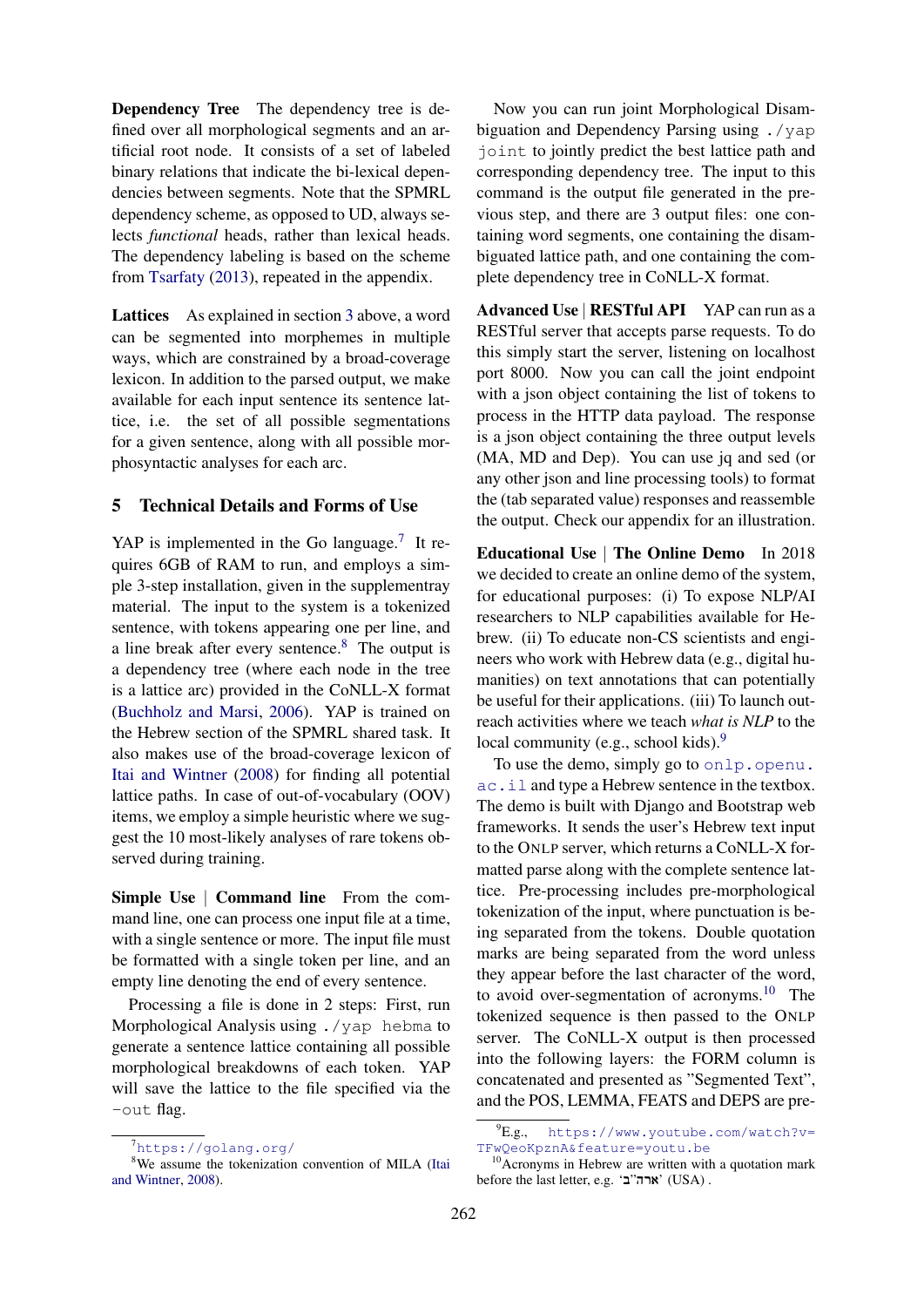**Dependency Tree** The dependency tree is defined over all morphological segments and an artificial root node. It consists of a set of labeled binary relations that indicate the bi-lexical dependencies between segments. Note that the SPMRL dependency scheme, as opposed to UD, always selects *functional* heads, rather than lexical heads. The dependency labeling is based on the scheme from Tsarfaty (2013), repeated in the appendix.

**Lattices** As explained in section 3 above, a word can be segmented into morphemes in multiple ways, which are constrained by a broad-coverage lexicon. In addition to the parsed output, we make available for each input sentence its sentence lattice, i.e. the set of all possible segmentations for a given sentence, along with all possible morphosyntactic analyses for each arc.

## 5 Technical Details and Forms of Use

YAP is implemented in the Go language.[7] It requires 6GB of RAM to run, and employs a simple 3-step installation, given in the supplementray material. The input to the system is a tokenized sentence, with tokens appearing one per line, and a line break after every sentence.[8] The output is a dependency tree (where each node in the tree is a lattice arc) provided in the CoNLL-X format (Buchholz and Marsi, 2006). YAP is trained on the Hebrew section of the SPMRL shared task. It also makes use of the broad-coverage lexicon of Itai and Wintner (2008) for finding all potential lattice paths. In case of out-of-vocabulary (OOV) items, we employ a simple heuristic where we suggest the 10 most-likely analyses of rare tokens observed during training.

**Simple Use | Command line** From the command line, one can process one input file at a time, with a single sentence or more. The input file must be formatted with a single token per line, and an empty line denoting the end of every sentence.

Processing a file is done in 2 steps: First, run Morphological Analysis using `./yap hebma` to generate a sentence lattice containing all possible morphological breakdowns of each token. YAP will save the lattice to the file specified via the `-out` flag.

Now you can run joint Morphological Disambiguation and Dependency Parsing using `./yap joint` to jointly predict the best lattice path and corresponding dependency tree. The input to this command is the output file generated in the previous step, and there are 3 output files: one containing word segments, one containing the disambiguated lattice path, and one containing the complete dependency tree in CoNLL-X format.

**Advanced Use | RESTful API** YAP can run as a RESTful server that accepts parse requests. To do this simply start the server, listening on localhost port 8000. Now you can call the joint endpoint with a json object containing the list of tokens to process in the HTTP data payload. The response is a json object containing the three output levels (MA, MD and Dep). You can use jq and sed (or any other json and line processing tools) to format the (tab separated value) responses and reassemble the output. Check our appendix for an illustration.

**Educational Use | The Online Demo** In 2018 we decided to create an online demo of the system, for educational purposes: (i) To expose NLP/AI researchers to NLP capabilities available for Hebrew. (ii) To educate non-CS scientists and engineers who work with Hebrew data (e.g., digital humanities) on text annotations that can potentially be useful for their applications. (iii) To launch outreach activities where we teach *what is NLP* to the local community (e.g., school kids).[9]

To use the demo, simply go to `onlp.openu.ac.il` and type a Hebrew sentence in the textbox. The demo is built with Django and Bootstrap web frameworks. It sends the user's Hebrew text input to the ONLP server, which returns a CoNLL-X formatted parse along with the complete sentence lattice. Pre-processing includes pre-morphological tokenization of the input, where punctuation is being separated from the tokens. Double quotation marks are being separated from the word unless they appear before the last character of the word, to avoid over-segmentation of acronyms.[10] The tokenized sequence is then passed to the ONLP server. The CoNLL-X output is then processed into the following layers: the FORM column is concatenated and presented as "Segmented Text", and the POS, LEMMA, FEATS and DEPS are pre-

---

[7] https://golang.org/

[8] We assume the tokenization convention of MILA (Itai and Wintner, 2008).

[9] E.g., https://www.youtube.com/watch?v=TFwQeoKpznA&feature=youtu.be

[10] Acronyms in Hebrew are written with a quotation mark before the last letter, e.g. 'ארה"ב' (USA) .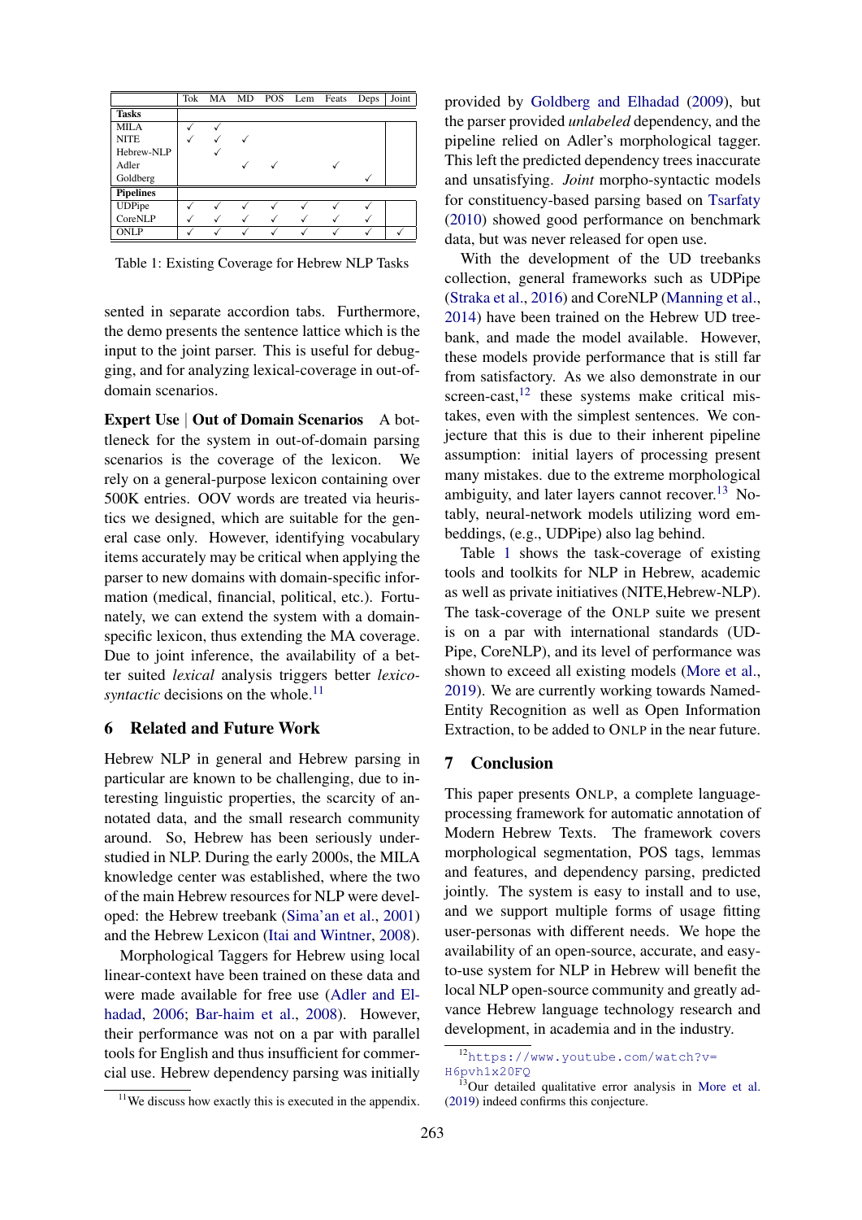| | Tok | MA | MD | POS | Lem | Feats | Deps | Joint |
|---|---|---|---|---|---|---|---|---|
| **Tasks** | | | | | | | | |
| MILA | ✓ | ✓ | | | | | | |
| NITE | ✓ | ✓ | ✓ | | | | | |
| Hebrew-NLP | | ✓ | | | | | | |
| Adler | | | ✓ | ✓ | | ✓ | | |
| Goldberg | | | | | | | ✓ | |
| **Pipelines** | | | | | | | | |
| UDPipe | ✓ | ✓ | ✓ | ✓ | ✓ | ✓ | ✓ | |
| CoreNLP | ✓ | ✓ | ✓ | ✓ | ✓ | ✓ | ✓ | |
| ONLP | ✓ | ✓ | ✓ | ✓ | ✓ | ✓ | ✓ | ✓ |

Table 1: Existing Coverage for Hebrew NLP Tasks

sented in separate accordion tabs. Furthermore, the demo presents the sentence lattice which is the input to the joint parser. This is useful for debugging, and for analyzing lexical-coverage in out-of-domain scenarios.

**Expert Use | Out of Domain Scenarios** A bottleneck for the system in out-of-domain parsing scenarios is the coverage of the lexicon. We rely on a general-purpose lexicon containing over 500K entries. OOV words are treated via heuristics we designed, which are suitable for the general case only. However, identifying vocabulary items accurately may be critical when applying the parser to new domains with domain-specific information (medical, financial, political, etc.). Fortunately, we can extend the system with a domain-specific lexicon, thus extending the MA coverage. Due to joint inference, the availability of a better suited *lexical* analysis triggers better *lexico-syntactic* decisions on the whole.[11]

## 6 Related and Future Work

Hebrew NLP in general and Hebrew parsing in particular are known to be challenging, due to interesting linguistic properties, the scarcity of annotated data, and the small research community around. So, Hebrew has been seriously understudied in NLP. During the early 2000s, the MILA knowledge center was established, where the two of the main Hebrew resources for NLP were developed: the Hebrew treebank (Sima'an et al., 2001) and the Hebrew Lexicon (Itai and Wintner, 2008).

Morphological Taggers for Hebrew using local linear-context have been trained on these data and were made available for free use (Adler and Elhadad, 2006; Bar-haim et al., 2008). However, their performance was not on a par with parallel tools for English and thus insufficient for commercial use. Hebrew dependency parsing was initially provided by Goldberg and Elhadad (2009), but the parser provided *unlabeled* dependency, and the pipeline relied on Adler's morphological tagger. This left the predicted dependency trees inaccurate and unsatisfying. *Joint* morpho-syntactic models for constituency-based parsing based on Tsarfaty (2010) showed good performance on benchmark data, but was never released for open use.

With the development of the UD treebanks collection, general frameworks such as UDPipe (Straka et al., 2016) and CoreNLP (Manning et al., 2014) have been trained on the Hebrew UD treebank, and made the model available. However, these models provide performance that is still far from satisfactory. As we also demonstrate in our screen-cast,[12] these systems make critical mistakes, even with the simplest sentences. We conjecture that this is due to their inherent pipeline assumption: initial layers of processing present many mistakes. due to the extreme morphological ambiguity, and later layers cannot recover.[13] Notably, neural-network models utilizing word embeddings, (e.g., UDPipe) also lag behind.

Table 1 shows the task-coverage of existing tools and toolkits for NLP in Hebrew, academic as well as private initiatives (NITE,Hebrew-NLP). The task-coverage of the ONLP suite we present is on a par with international standards (UDPipe, CoreNLP), and its level of performance was shown to exceed all existing models (More et al., 2019). We are currently working towards Named-Entity Recognition as well as Open Information Extraction, to be added to ONLP in the near future.

## 7 Conclusion

This paper presents ONLP, a complete language-processing framework for automatic annotation of Modern Hebrew Texts. The framework covers morphological segmentation, POS tags, lemmas and features, and dependency parsing, predicted jointly. The system is easy to install and to use, and we support multiple forms of usage fitting user-personas with different needs. We hope the availability of an open-source, accurate, and easy-to-use system for NLP in Hebrew will benefit the local NLP open-source community and greatly advance Hebrew language technology research and development, in academia and in the industry.

[11] We discuss how exactly this is executed in the appendix.

[12] https://www.youtube.com/watch?v=H6pvh1x20FQ

[13] Our detailed qualitative error analysis in More et al. (2019) indeed confirms this conjecture.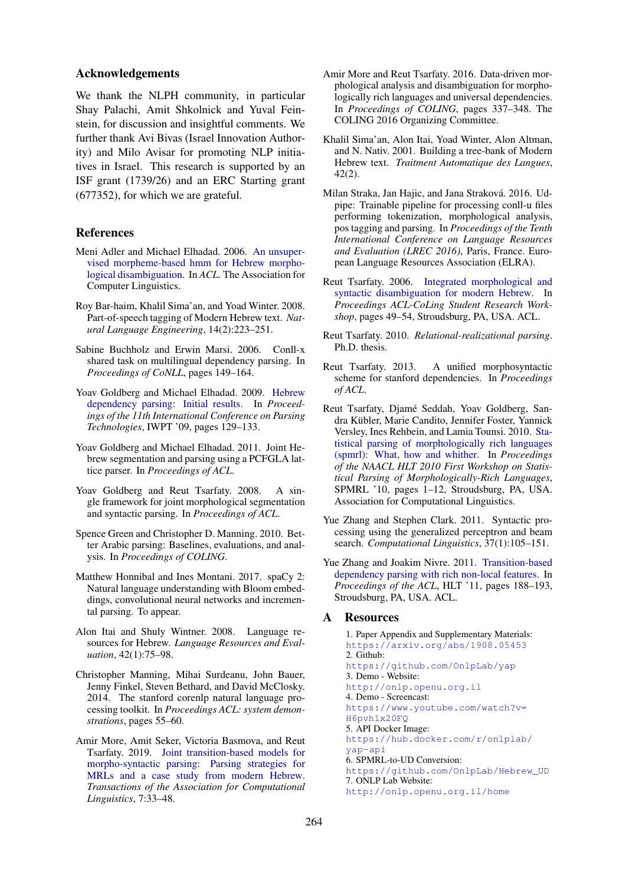## Acknowledgements

We thank the NLPH community, in particular Shay Palachi, Amit Shkolnick and Yuval Feinstein, for discussion and insightful comments. We further thank Avi Bivas (Israel Innovation Authority) and Milo Avisar for promoting NLP initiatives in Israel. This research is supported by an ISF grant (1739/26) and an ERC Starting grant (677352), for which we are grateful.

## References

Meni Adler and Michael Elhadad. 2006. An unsupervised morpheme-based hmm for Hebrew morphological disambiguation. In *ACL*. The Association for Computer Linguistics.

Roy Bar-haim, Khalil Sima'an, and Yoad Winter. 2008. Part-of-speech tagging of Modern Hebrew text. *Natural Language Engineering*, 14(2):223–251.

Sabine Buchholz and Erwin Marsi. 2006. Conll-x shared task on multilingual dependency parsing. In *Proceedings of CoNLL*, pages 149–164.

Yoav Goldberg and Michael Elhadad. 2009. Hebrew dependency parsing: Initial results. In *Proceedings of the 11th International Conference on Parsing Technologies*, IWPT '09, pages 129–133.

Yoav Goldberg and Michael Elhadad. 2011. Joint Hebrew segmentation and parsing using a PCFGLA lattice parser. In *Proceedings of ACL*.

Yoav Goldberg and Reut Tsarfaty. 2008. A single framework for joint morphological segmentation and syntactic parsing. In *Proceedings of ACL*.

Spence Green and Christopher D. Manning. 2010. Better Arabic parsing: Baselines, evaluations, and analysis. In *Proceedings of COLING*.

Matthew Honnibal and Ines Montani. 2017. spaCy 2: Natural language understanding with Bloom embeddings, convolutional neural networks and incremental parsing. To appear.

Alon Itai and Shuly Wintner. 2008. Language resources for Hebrew. *Language Resources and Evaluation*, 42(1):75–98.

Christopher Manning, Mihai Surdeanu, John Bauer, Jenny Finkel, Steven Bethard, and David McClosky. 2014. The stanford corenlp natural language processing toolkit. In *Proceedings ACL: system demonstrations*, pages 55–60.

Amir More, Amit Seker, Victoria Basmova, and Reut Tsarfaty. 2019. Joint transition-based models for morpho-syntactic parsing: Parsing strategies for MRLs and a case study from modern Hebrew. *Transactions of the Association for Computational Linguistics*, 7:33–48.

Amir More and Reut Tsarfaty. 2016. Data-driven morphological analysis and disambiguation for morphologically rich languages and universal dependencies. In *Proceedings of COLING*, pages 337–348. The COLING 2016 Organizing Committee.

Khalil Sima'an, Alon Itai, Yoad Winter, Alon Altman, and N. Nativ. 2001. Building a tree-bank of Modern Hebrew text. *Traitment Automatique des Langues*, 42(2).

Milan Straka, Jan Hajic, and Jana Straková. 2016. Udpipe: Trainable pipeline for processing conll-u files performing tokenization, morphological analysis, pos tagging and parsing. In *Proceedings of the Tenth International Conference on Language Resources and Evaluation (LREC 2016)*, Paris, France. European Language Resources Association (ELRA).

Reut Tsarfaty. 2006. Integrated morphological and syntactic disambiguation for modern Hebrew. In *Proceedings ACL-CoLing Student Research Workshop*, pages 49–54, Stroudsburg, PA, USA. ACL.

Reut Tsarfaty. 2010. *Relational-realizational parsing*. Ph.D. thesis.

Reut Tsarfaty. 2013. A unified morphosyntactic scheme for stanford dependencies. In *Proceedings of ACL*.

Reut Tsarfaty, Djamé Seddah, Yoav Goldberg, Sandra Kübler, Marie Candito, Jennifer Foster, Yannick Versley, Ines Rehbein, and Lamia Tounsi. 2010. Statistical parsing of morphologically rich languages (spmrl): What, how and whither. In *Proceedings of the NAACL HLT 2010 First Workshop on Statistical Parsing of Morphologically-Rich Languages*, SPMRL '10, pages 1–12, Stroudsburg, PA, USA. Association for Computational Linguistics.

Yue Zhang and Stephen Clark. 2011. Syntactic processing using the generalized perceptron and beam search. *Computational Linguistics*, 37(1):105–151.

Yue Zhang and Joakim Nivre. 2011. Transition-based dependency parsing with rich non-local features. In *Proceedings of the ACL*, HLT '11, pages 188–193, Stroudsburg, PA, USA. ACL.

## A Resources

1. Paper Appendix and Supplementary Materials: https://arxiv.org/abs/1908.05453
2. Github: https://github.com/OnlpLab/yap
3. Demo - Website: http://onlp.openu.org.il
4. Demo - Screencast: https://www.youtube.com/watch?v=H6pvh1x20FQ
5. API Docker Image: https://hub.docker.com/r/onlplab/yap-api
6. SPMRL-to-UD Conversion: https://github.com/OnlpLab/Hebrew_UD
7. ONLP Lab Website: http://onlp.openu.org.il/home